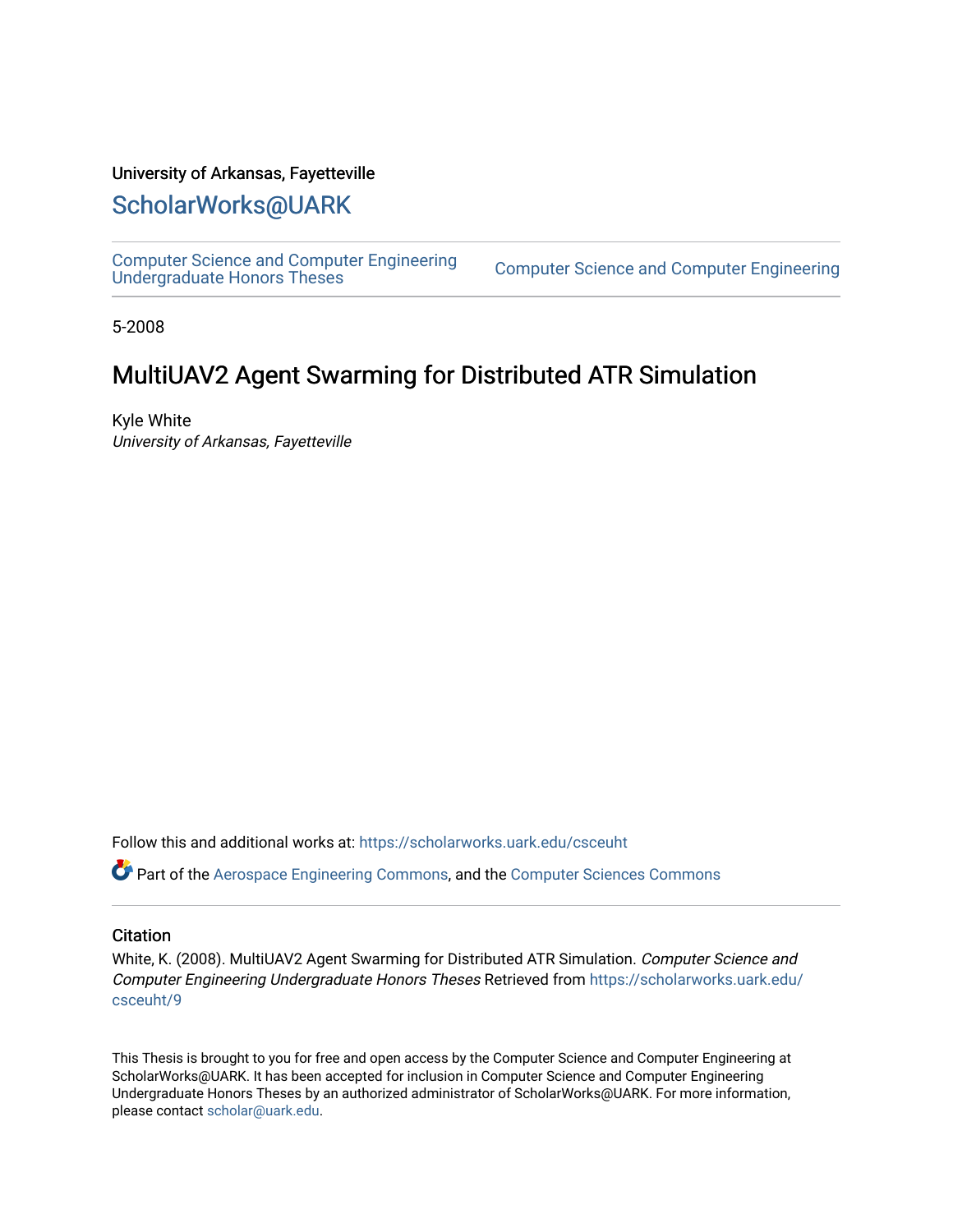University of Arkansas, Fayetteville

# ScholarWorks@UARK

Computer Science and Computer Engineering Undergraduate Honors Theses | Computer Science and Computer Engineering

5-2008

## MultiUAV2 Agent Swarming for Distributed ATR Simulation

Kyle White
*University of Arkansas, Fayetteville*

Follow this and additional works at: https://scholarworks.uark.edu/csceuht

Part of the Aerospace Engineering Commons, and the Computer Sciences Commons

### Citation

White, K. (2008). MultiUAV2 Agent Swarming for Distributed ATR Simulation. *Computer Science and Computer Engineering Undergraduate Honors Theses* Retrieved from https://scholarworks.uark.edu/csceuht/9

This Thesis is brought to you for free and open access by the Computer Science and Computer Engineering at ScholarWorks@UARK. It has been accepted for inclusion in Computer Science and Computer Engineering Undergraduate Honors Theses by an authorized administrator of ScholarWorks@UARK. For more information, please contact scholar@uark.edu.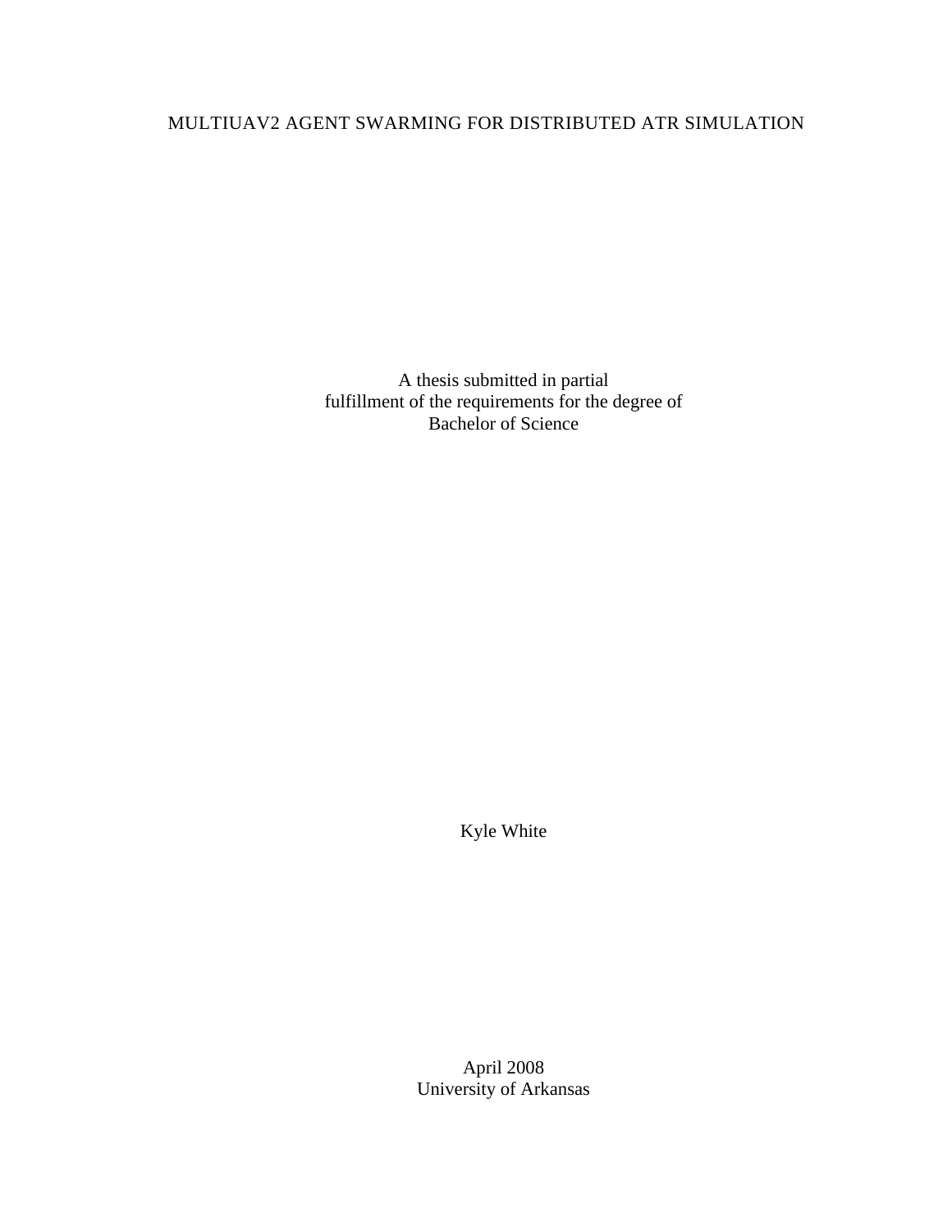# MULTIUAV2 AGENT SWARMING FOR DISTRIBUTED ATR SIMULATION

A thesis submitted in partial
fulfillment of the requirements for the degree of
Bachelor of Science

Kyle White

April 2008
University of Arkansas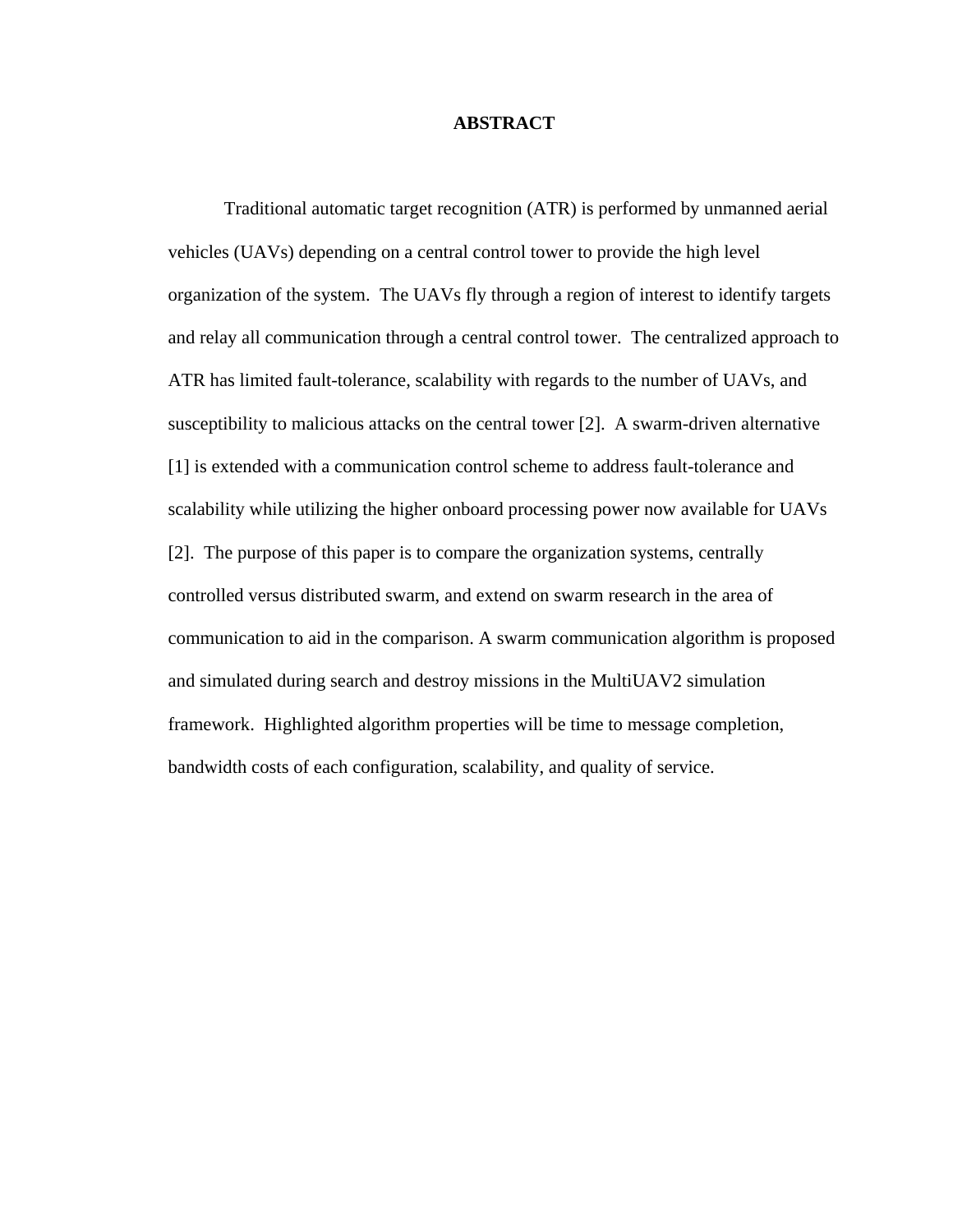# ABSTRACT

Traditional automatic target recognition (ATR) is performed by unmanned aerial vehicles (UAVs) depending on a central control tower to provide the high level organization of the system. The UAVs fly through a region of interest to identify targets and relay all communication through a central control tower. The centralized approach to ATR has limited fault-tolerance, scalability with regards to the number of UAVs, and susceptibility to malicious attacks on the central tower [2]. A swarm-driven alternative [1] is extended with a communication control scheme to address fault-tolerance and scalability while utilizing the higher onboard processing power now available for UAVs [2]. The purpose of this paper is to compare the organization systems, centrally controlled versus distributed swarm, and extend on swarm research in the area of communication to aid in the comparison. A swarm communication algorithm is proposed and simulated during search and destroy missions in the MultiUAV2 simulation framework. Highlighted algorithm properties will be time to message completion, bandwidth costs of each configuration, scalability, and quality of service.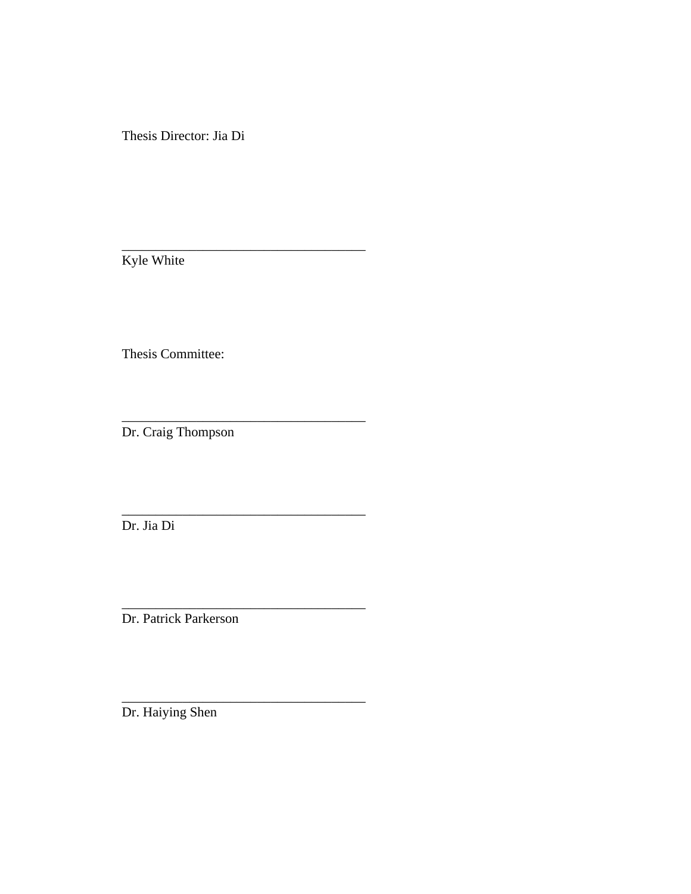Thesis Director: Jia Di

____________________________________
Kyle White

Thesis Committee:

____________________________________
Dr. Craig Thompson

____________________________________
Dr. Jia Di

____________________________________
Dr. Patrick Parkerson

____________________________________
Dr. Haiying Shen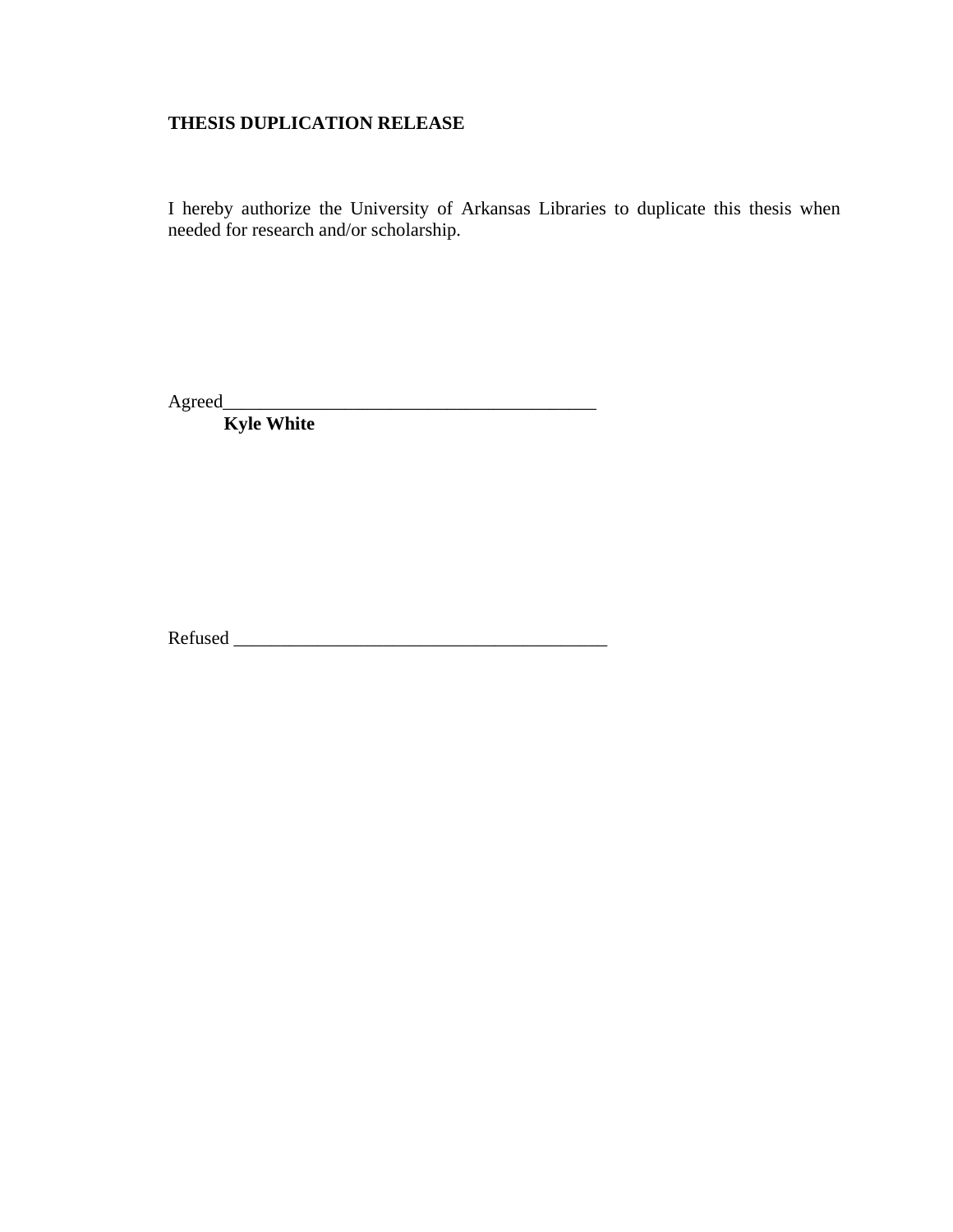**THESIS DUPLICATION RELEASE**

I hereby authorize the University of Arkansas Libraries to duplicate this thesis when needed for research and/or scholarship.

Agreed__________________________________________

**Kyle White**

Refused __________________________________________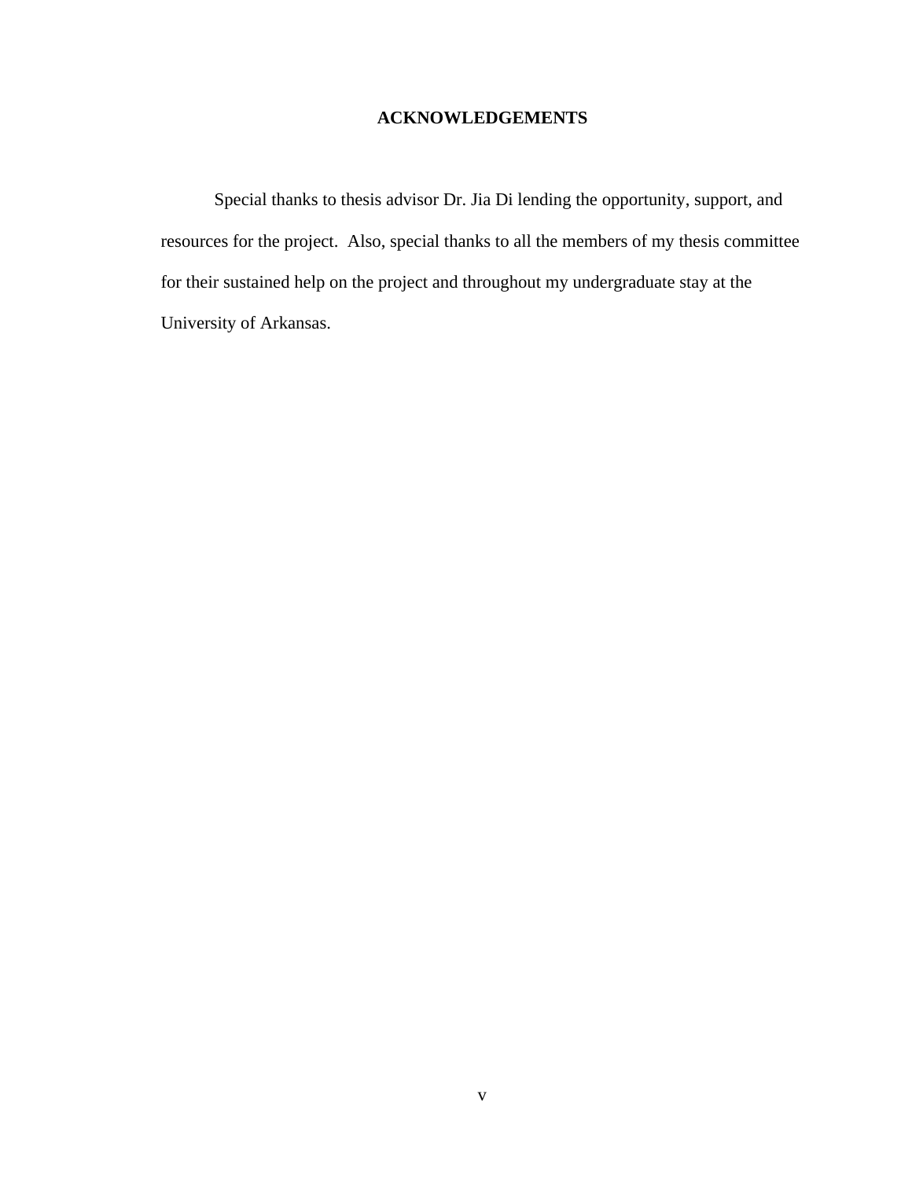# ACKNOWLEDGEMENTS

Special thanks to thesis advisor Dr. Jia Di lending the opportunity, support, and resources for the project. Also, special thanks to all the members of my thesis committee for their sustained help on the project and throughout my undergraduate stay at the University of Arkansas.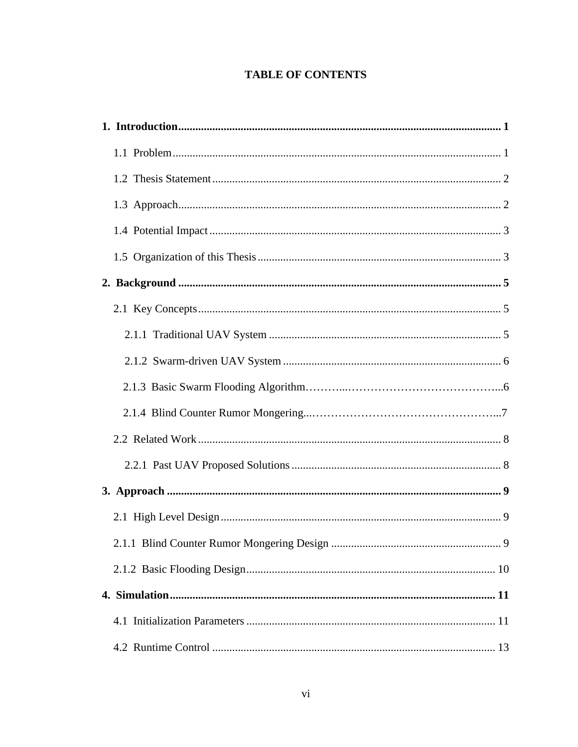**TABLE OF CONTENTS**

**1. Introduction** .................................................................................................................. **1**

1.1 Problem ................................................................................................................... 1

1.2 Thesis Statement ...................................................................................................... 2

1.3 Approach .................................................................................................................. 2

1.4 Potential Impact ....................................................................................................... 3

1.5 Organization of this Thesis ...................................................................................... 3

**2. Background** .................................................................................................................. **5**

2.1 Key Concepts ........................................................................................................... 5

2.1.1 Traditional UAV System ................................................................................. 5

2.1.2 Swarm-driven UAV System ............................................................................ 6

2.1.3 Basic Swarm Flooding Algorithm……….……………………………………...6

2.1.4 Blind Counter Rumor Mongering...…………………………………………...7

2.2 Related Work ........................................................................................................... 8

2.2.1 Past UAV Proposed Solutions ......................................................................... 8

**3. Approach** ...................................................................................................................... **9**

2.1 High Level Design ................................................................................................... 9

2.1.1 Blind Counter Rumor Mongering Design ............................................................ 9

2.1.2 Basic Flooding Design ......................................................................................... 10

**4. Simulation** .................................................................................................................. **11**

4.1 Initialization Parameters ........................................................................................ 11

4.2 Runtime Control .................................................................................................... 13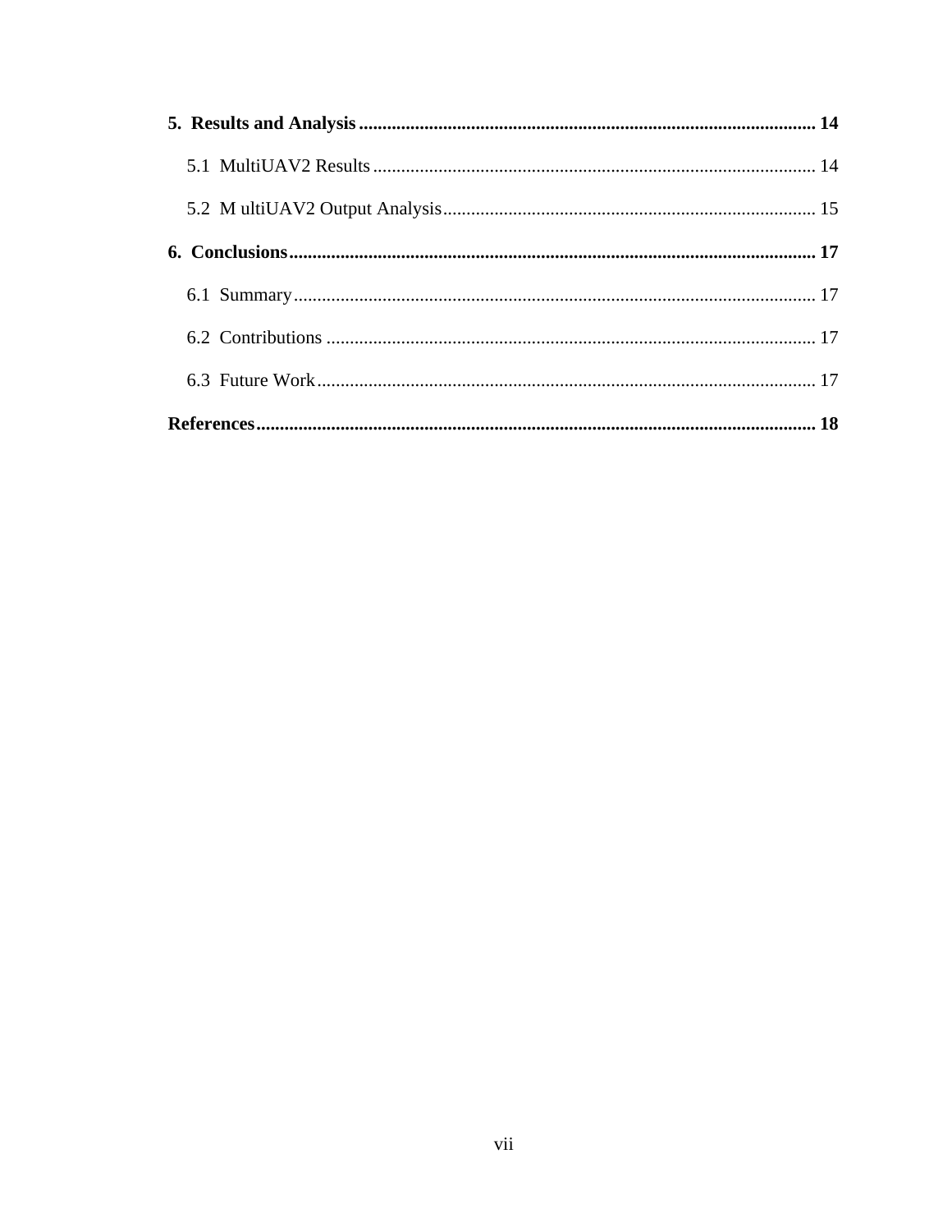**5. Results and Analysis** ................................................................................................ **14**

5.1 MultiUAV2 Results ............................................................................................. 14

5.2 M ultiUAV2 Output Analysis ............................................................................... 15

**6. Conclusions** ............................................................................................................... **17**

6.1 Summary ............................................................................................................... 17

6.2 Contributions ........................................................................................................ 17

6.3 Future Work .......................................................................................................... 17

**References** ...................................................................................................................... **18**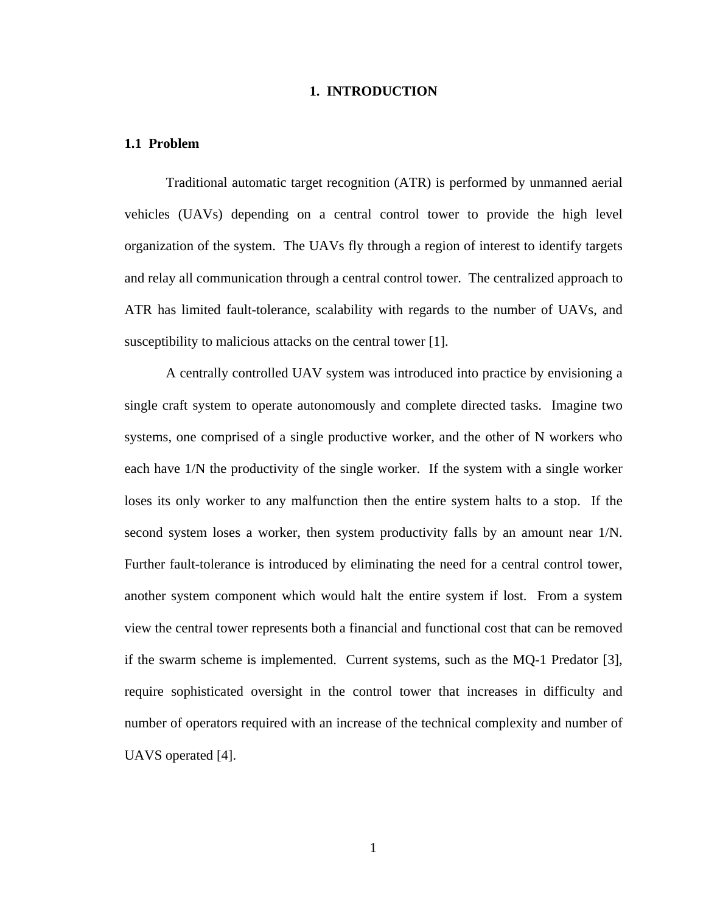# 1. INTRODUCTION

## 1.1 Problem

Traditional automatic target recognition (ATR) is performed by unmanned aerial vehicles (UAVs) depending on a central control tower to provide the high level organization of the system. The UAVs fly through a region of interest to identify targets and relay all communication through a central control tower. The centralized approach to ATR has limited fault-tolerance, scalability with regards to the number of UAVs, and susceptibility to malicious attacks on the central tower [1].

A centrally controlled UAV system was introduced into practice by envisioning a single craft system to operate autonomously and complete directed tasks. Imagine two systems, one comprised of a single productive worker, and the other of N workers who each have 1/N the productivity of the single worker. If the system with a single worker loses its only worker to any malfunction then the entire system halts to a stop. If the second system loses a worker, then system productivity falls by an amount near 1/N. Further fault-tolerance is introduced by eliminating the need for a central control tower, another system component which would halt the entire system if lost. From a system view the central tower represents both a financial and functional cost that can be removed if the swarm scheme is implemented. Current systems, such as the MQ-1 Predator [3], require sophisticated oversight in the control tower that increases in difficulty and number of operators required with an increase of the technical complexity and number of UAVS operated [4].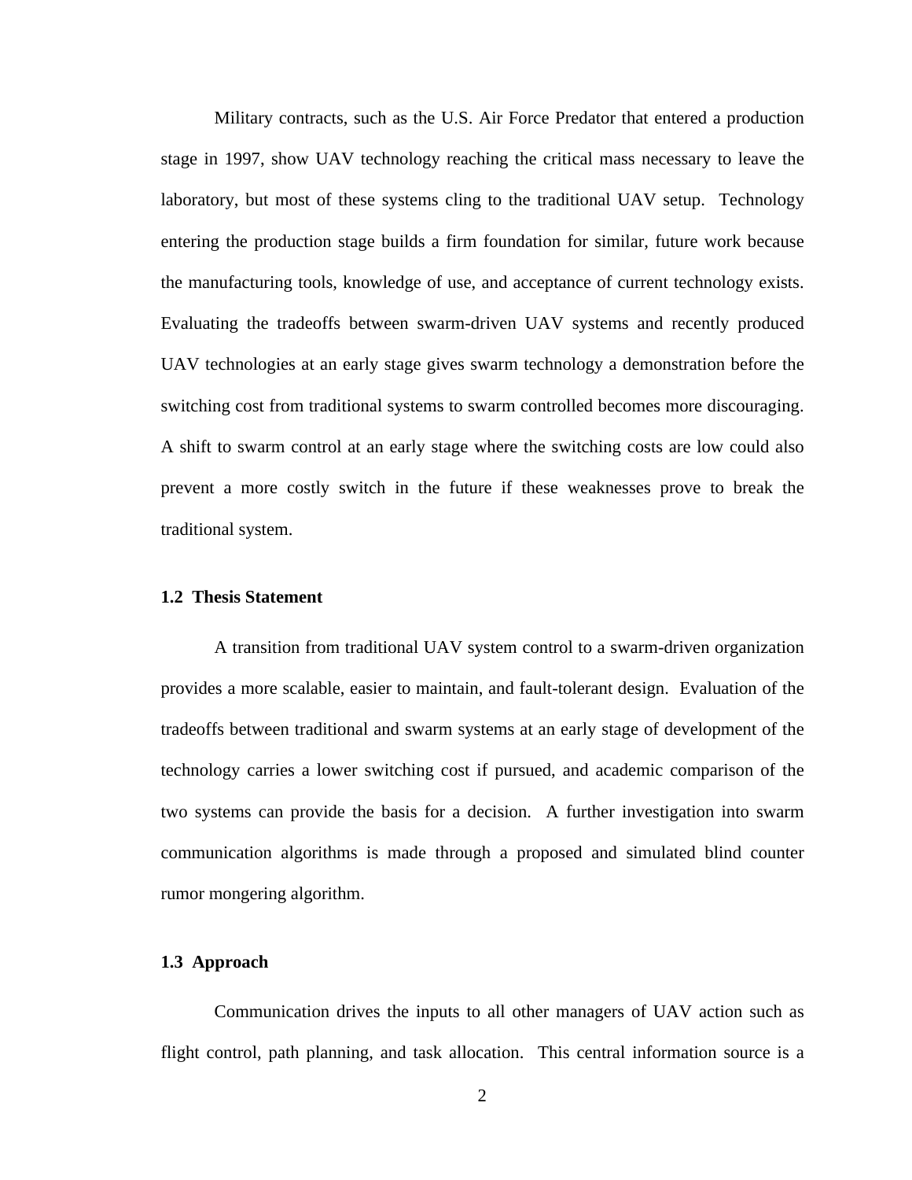Military contracts, such as the U.S. Air Force Predator that entered a production stage in 1997, show UAV technology reaching the critical mass necessary to leave the laboratory, but most of these systems cling to the traditional UAV setup. Technology entering the production stage builds a firm foundation for similar, future work because the manufacturing tools, knowledge of use, and acceptance of current technology exists. Evaluating the tradeoffs between swarm-driven UAV systems and recently produced UAV technologies at an early stage gives swarm technology a demonstration before the switching cost from traditional systems to swarm controlled becomes more discouraging. A shift to swarm control at an early stage where the switching costs are low could also prevent a more costly switch in the future if these weaknesses prove to break the traditional system.

### 1.2 Thesis Statement

A transition from traditional UAV system control to a swarm-driven organization provides a more scalable, easier to maintain, and fault-tolerant design. Evaluation of the tradeoffs between traditional and swarm systems at an early stage of development of the technology carries a lower switching cost if pursued, and academic comparison of the two systems can provide the basis for a decision. A further investigation into swarm communication algorithms is made through a proposed and simulated blind counter rumor mongering algorithm.

### 1.3 Approach

Communication drives the inputs to all other managers of UAV action such as flight control, path planning, and task allocation. This central information source is a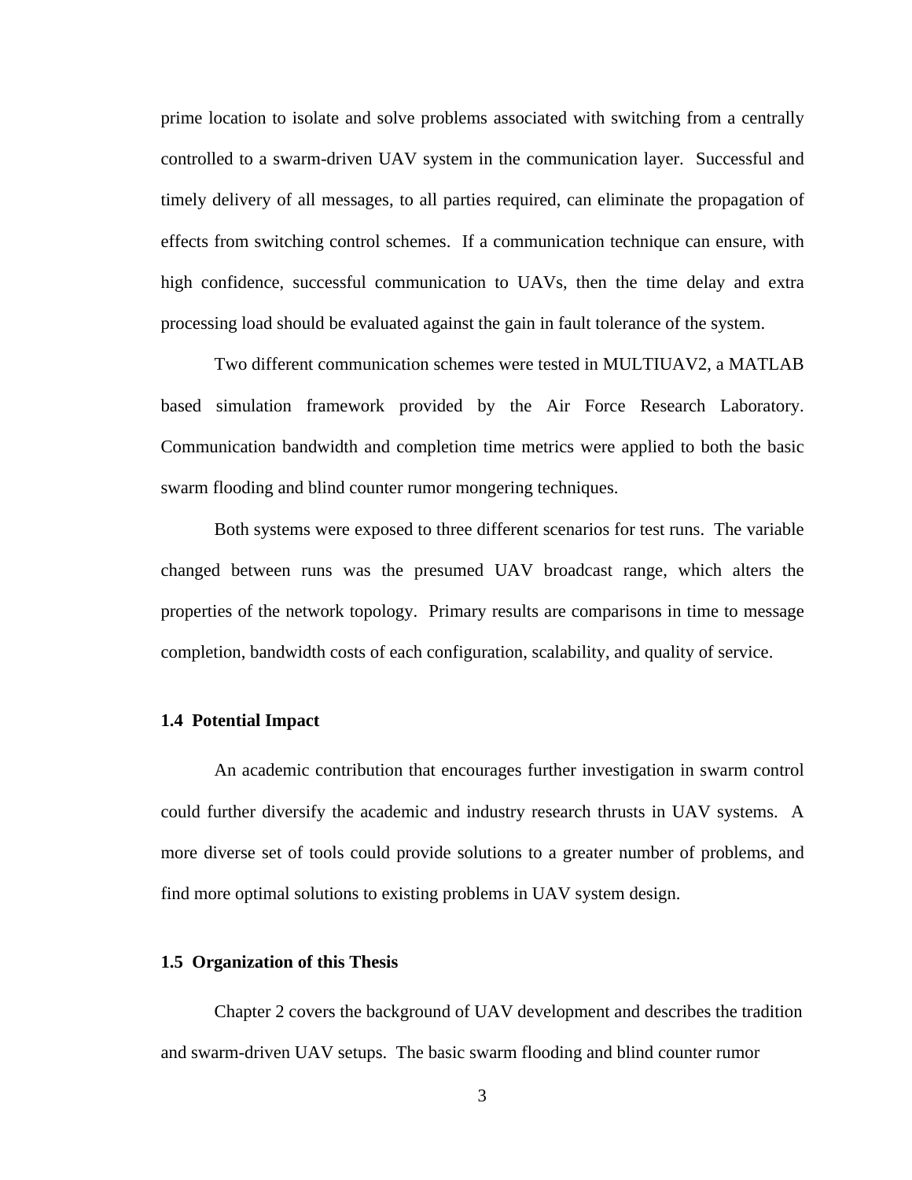prime location to isolate and solve problems associated with switching from a centrally controlled to a swarm-driven UAV system in the communication layer. Successful and timely delivery of all messages, to all parties required, can eliminate the propagation of effects from switching control schemes. If a communication technique can ensure, with high confidence, successful communication to UAVs, then the time delay and extra processing load should be evaluated against the gain in fault tolerance of the system.

Two different communication schemes were tested in MULTIUAV2, a MATLAB based simulation framework provided by the Air Force Research Laboratory. Communication bandwidth and completion time metrics were applied to both the basic swarm flooding and blind counter rumor mongering techniques.

Both systems were exposed to three different scenarios for test runs. The variable changed between runs was the presumed UAV broadcast range, which alters the properties of the network topology. Primary results are comparisons in time to message completion, bandwidth costs of each configuration, scalability, and quality of service.

### 1.4 Potential Impact

An academic contribution that encourages further investigation in swarm control could further diversify the academic and industry research thrusts in UAV systems. A more diverse set of tools could provide solutions to a greater number of problems, and find more optimal solutions to existing problems in UAV system design.

### 1.5 Organization of this Thesis

Chapter 2 covers the background of UAV development and describes the tradition and swarm-driven UAV setups. The basic swarm flooding and blind counter rumor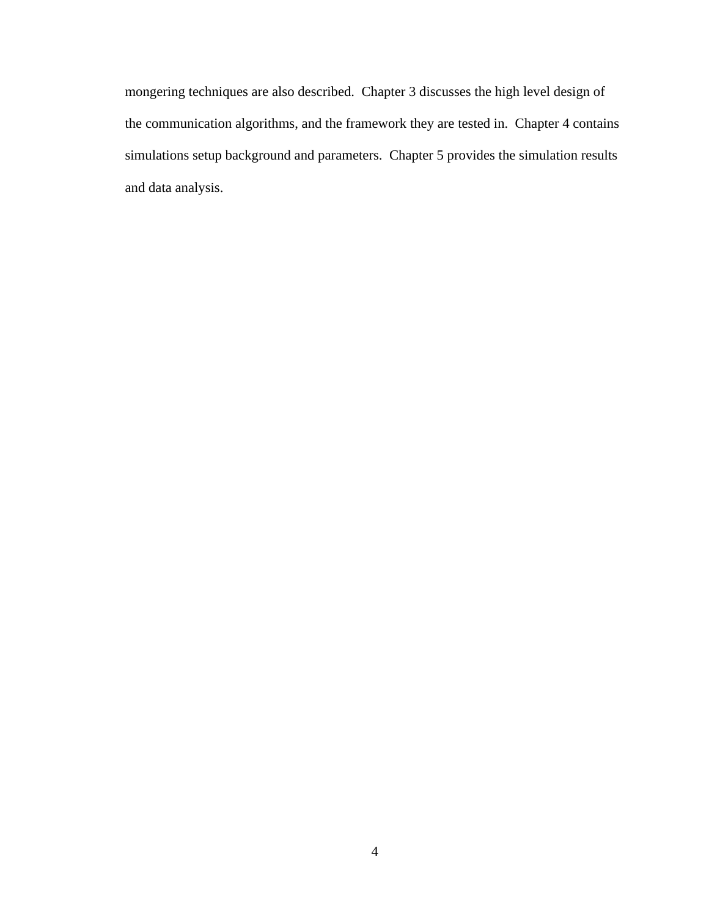mongering techniques are also described. Chapter 3 discusses the high level design of the communication algorithms, and the framework they are tested in. Chapter 4 contains simulations setup background and parameters. Chapter 5 provides the simulation results and data analysis.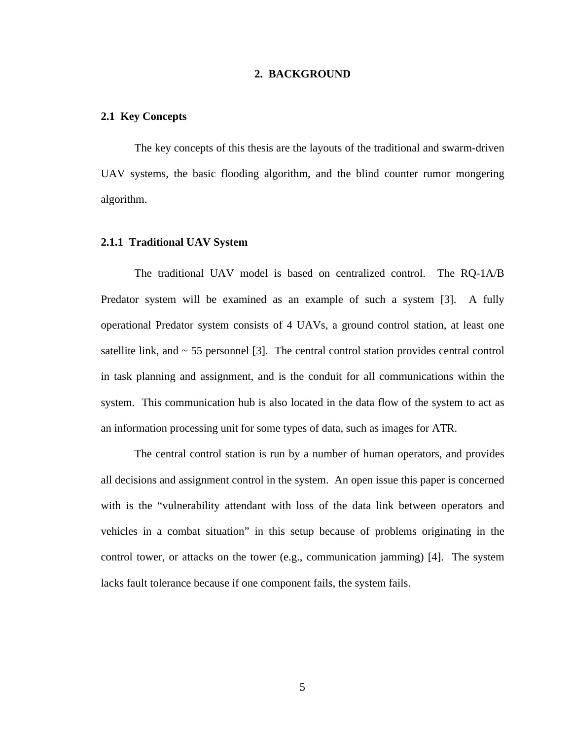# 2. BACKGROUND

## 2.1 Key Concepts

The key concepts of this thesis are the layouts of the traditional and swarm-driven UAV systems, the basic flooding algorithm, and the blind counter rumor mongering algorithm.

### 2.1.1 Traditional UAV System

The traditional UAV model is based on centralized control. The RQ-1A/B Predator system will be examined as an example of such a system [3]. A fully operational Predator system consists of 4 UAVs, a ground control station, at least one satellite link, and ~ 55 personnel [3]. The central control station provides central control in task planning and assignment, and is the conduit for all communications within the system. This communication hub is also located in the data flow of the system to act as an information processing unit for some types of data, such as images for ATR.

The central control station is run by a number of human operators, and provides all decisions and assignment control in the system. An open issue this paper is concerned with is the "vulnerability attendant with loss of the data link between operators and vehicles in a combat situation" in this setup because of problems originating in the control tower, or attacks on the tower (e.g., communication jamming) [4]. The system lacks fault tolerance because if one component fails, the system fails.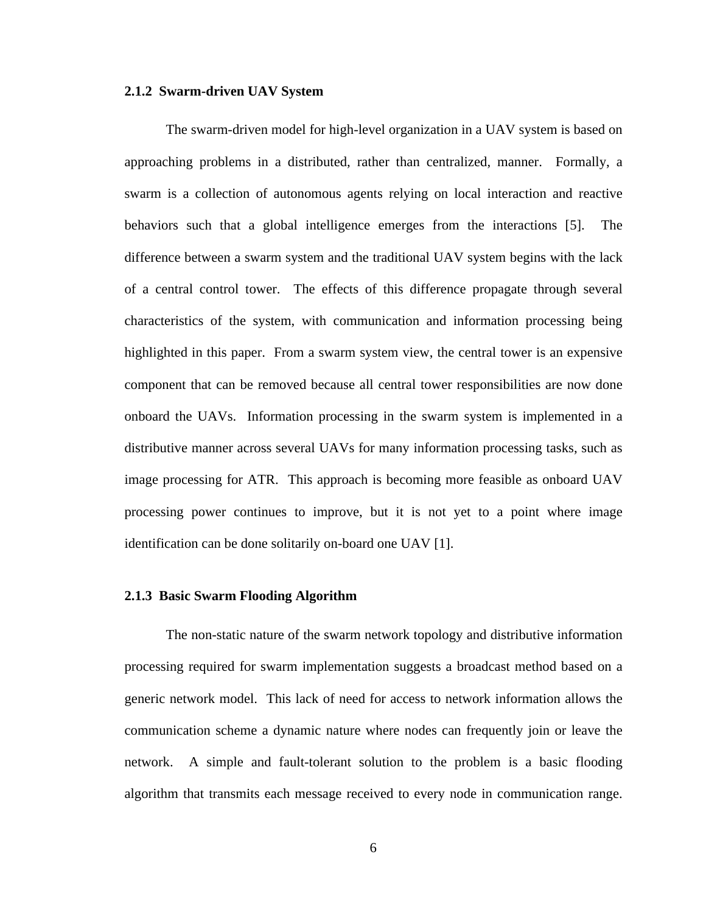### 2.1.2 Swarm-driven UAV System

The swarm-driven model for high-level organization in a UAV system is based on approaching problems in a distributed, rather than centralized, manner. Formally, a swarm is a collection of autonomous agents relying on local interaction and reactive behaviors such that a global intelligence emerges from the interactions [5]. The difference between a swarm system and the traditional UAV system begins with the lack of a central control tower. The effects of this difference propagate through several characteristics of the system, with communication and information processing being highlighted in this paper. From a swarm system view, the central tower is an expensive component that can be removed because all central tower responsibilities are now done onboard the UAVs. Information processing in the swarm system is implemented in a distributive manner across several UAVs for many information processing tasks, such as image processing for ATR. This approach is becoming more feasible as onboard UAV processing power continues to improve, but it is not yet to a point where image identification can be done solitarily on-board one UAV [1].

### 2.1.3 Basic Swarm Flooding Algorithm

The non-static nature of the swarm network topology and distributive information processing required for swarm implementation suggests a broadcast method based on a generic network model. This lack of need for access to network information allows the communication scheme a dynamic nature where nodes can frequently join or leave the network. A simple and fault-tolerant solution to the problem is a basic flooding algorithm that transmits each message received to every node in communication range.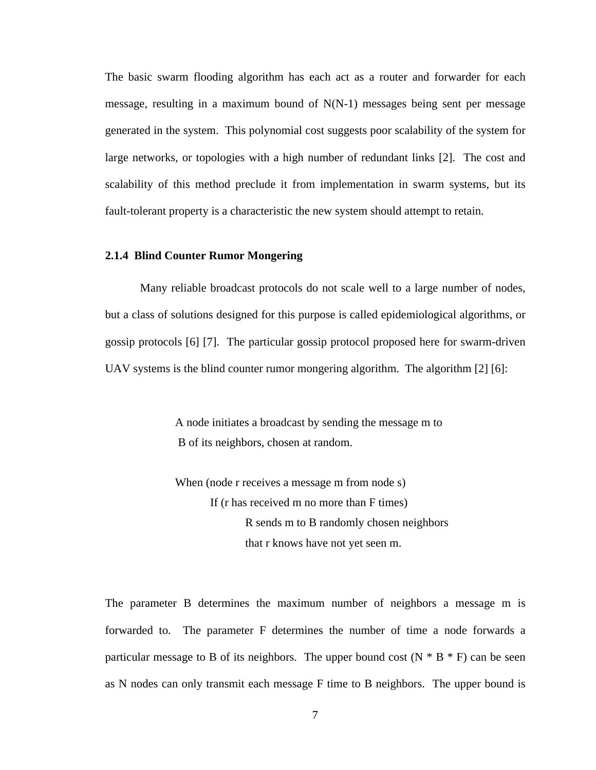The basic swarm flooding algorithm has each act as a router and forwarder for each message, resulting in a maximum bound of N(N-1) messages being sent per message generated in the system. This polynomial cost suggests poor scalability of the system for large networks, or topologies with a high number of redundant links [2]. The cost and scalability of this method preclude it from implementation in swarm systems, but its fault-tolerant property is a characteristic the new system should attempt to retain.

### 2.1.4 Blind Counter Rumor Mongering

Many reliable broadcast protocols do not scale well to a large number of nodes, but a class of solutions designed for this purpose is called epidemiological algorithms, or gossip protocols [6] [7]. The particular gossip protocol proposed here for swarm-driven UAV systems is the blind counter rumor mongering algorithm. The algorithm [2] [6]:

```
A node initiates a broadcast by sending the message m to
 B of its neighbors, chosen at random.

When (node r receives a message m from node s)
        If (r has received m no more than F times)
                R sends m to B randomly chosen neighbors
                that r knows have not yet seen m.
```

The parameter B determines the maximum number of neighbors a message m is forwarded to. The parameter F determines the number of time a node forwards a particular message to B of its neighbors. The upper bound cost (N * B * F) can be seen as N nodes can only transmit each message F time to B neighbors. The upper bound is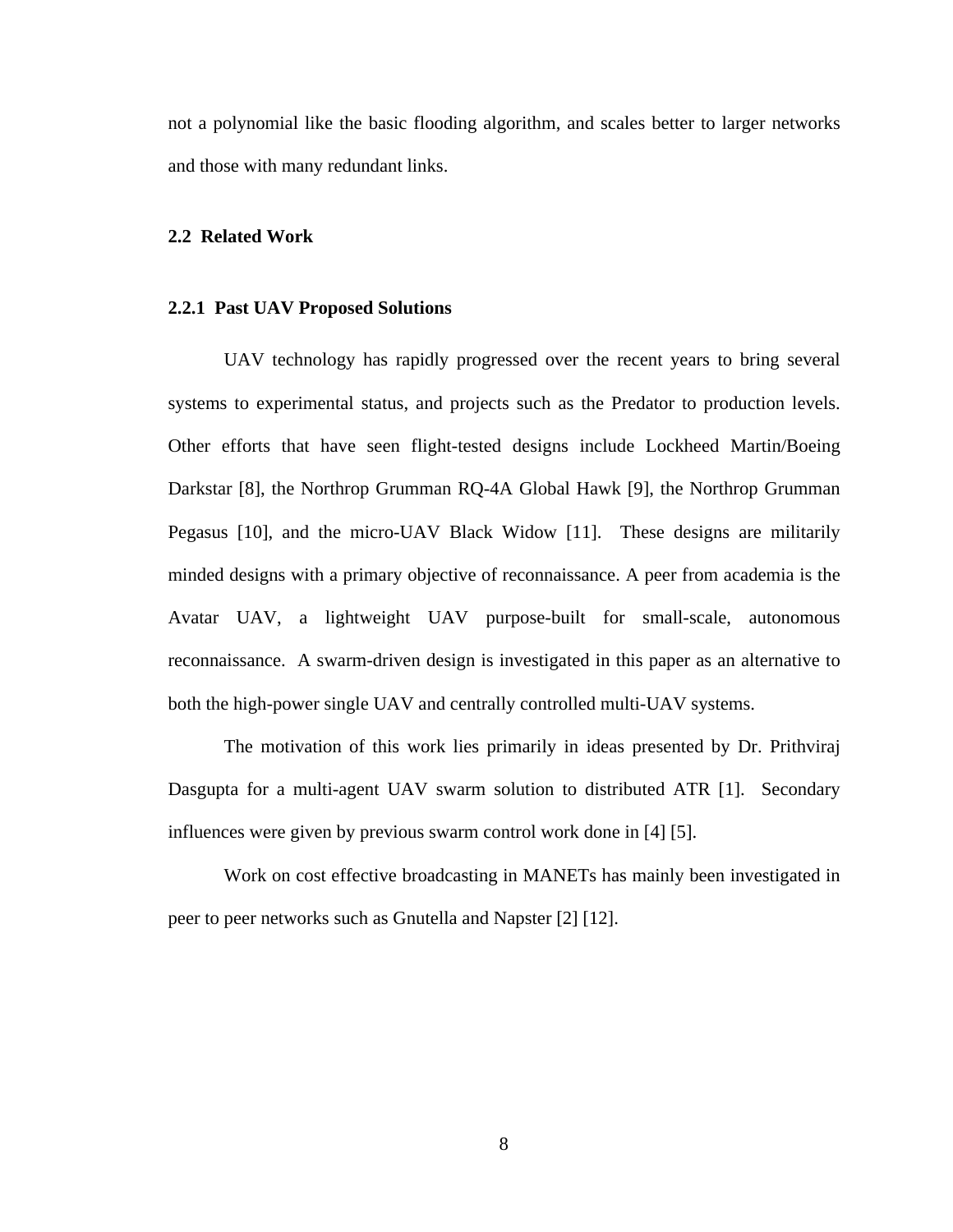not a polynomial like the basic flooding algorithm, and scales better to larger networks and those with many redundant links.

## 2.2 Related Work

### 2.2.1 Past UAV Proposed Solutions

UAV technology has rapidly progressed over the recent years to bring several systems to experimental status, and projects such as the Predator to production levels. Other efforts that have seen flight-tested designs include Lockheed Martin/Boeing Darkstar [8], the Northrop Grumman RQ-4A Global Hawk [9], the Northrop Grumman Pegasus [10], and the micro-UAV Black Widow [11]. These designs are militarily minded designs with a primary objective of reconnaissance. A peer from academia is the Avatar UAV, a lightweight UAV purpose-built for small-scale, autonomous reconnaissance. A swarm-driven design is investigated in this paper as an alternative to both the high-power single UAV and centrally controlled multi-UAV systems.

The motivation of this work lies primarily in ideas presented by Dr. Prithviraj Dasgupta for a multi-agent UAV swarm solution to distributed ATR [1]. Secondary influences were given by previous swarm control work done in [4] [5].

Work on cost effective broadcasting in MANETs has mainly been investigated in peer to peer networks such as Gnutella and Napster [2] [12].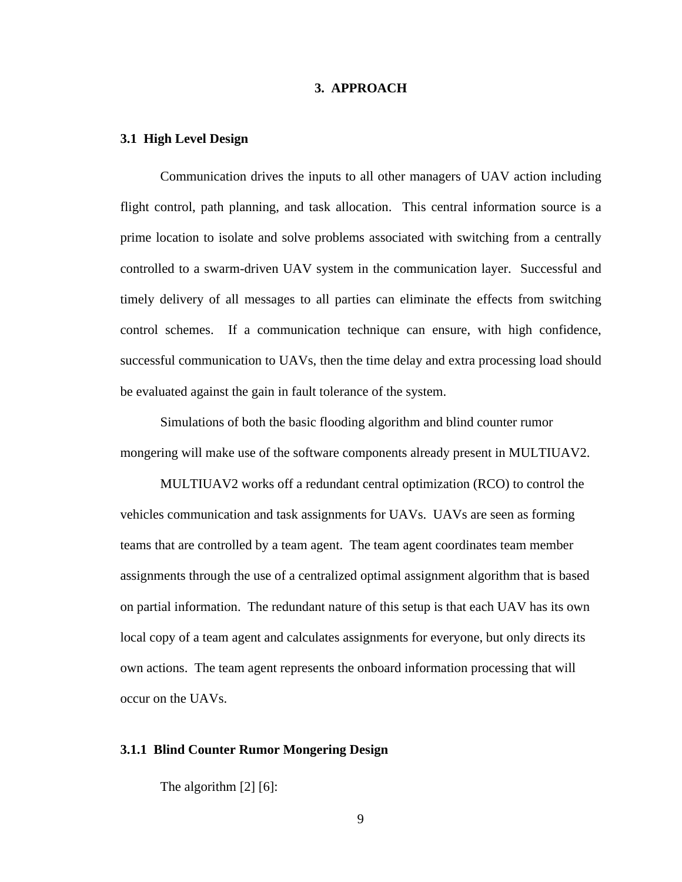# 3. APPROACH

## 3.1 High Level Design

Communication drives the inputs to all other managers of UAV action including flight control, path planning, and task allocation. This central information source is a prime location to isolate and solve problems associated with switching from a centrally controlled to a swarm-driven UAV system in the communication layer. Successful and timely delivery of all messages to all parties can eliminate the effects from switching control schemes. If a communication technique can ensure, with high confidence, successful communication to UAVs, then the time delay and extra processing load should be evaluated against the gain in fault tolerance of the system.

Simulations of both the basic flooding algorithm and blind counter rumor mongering will make use of the software components already present in MULTIUAV2.

MULTIUAV2 works off a redundant central optimization (RCO) to control the vehicles communication and task assignments for UAVs. UAVs are seen as forming teams that are controlled by a team agent. The team agent coordinates team member assignments through the use of a centralized optimal assignment algorithm that is based on partial information. The redundant nature of this setup is that each UAV has its own local copy of a team agent and calculates assignments for everyone, but only directs its own actions. The team agent represents the onboard information processing that will occur on the UAVs.

### 3.1.1 Blind Counter Rumor Mongering Design

The algorithm [2] [6]: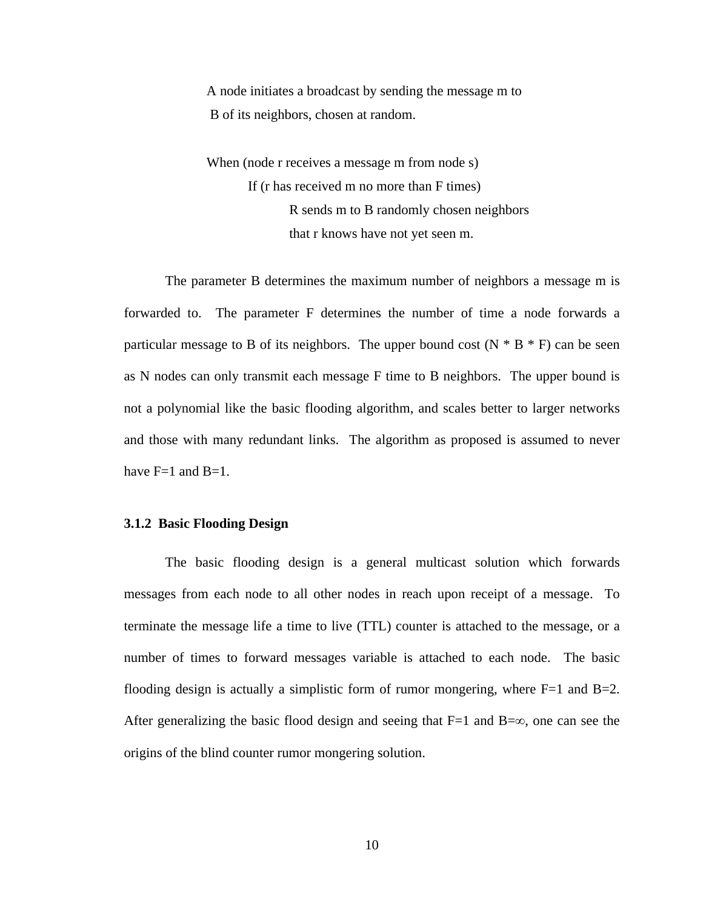```
A node initiates a broadcast by sending the message m to
 B of its neighbors, chosen at random.

When (node r receives a message m from node s)
        If (r has received m no more than F times)
                R sends m to B randomly chosen neighbors
                that r knows have not yet seen m.
```

The parameter B determines the maximum number of neighbors a message m is forwarded to. The parameter F determines the number of time a node forwards a particular message to B of its neighbors. The upper bound cost (N * B * F) can be seen as N nodes can only transmit each message F time to B neighbors. The upper bound is not a polynomial like the basic flooding algorithm, and scales better to larger networks and those with many redundant links. The algorithm as proposed is assumed to never have F=1 and B=1.

### 3.1.2 Basic Flooding Design

The basic flooding design is a general multicast solution which forwards messages from each node to all other nodes in reach upon receipt of a message. To terminate the message life a time to live (TTL) counter is attached to the message, or a number of times to forward messages variable is attached to each node. The basic flooding design is actually a simplistic form of rumor mongering, where F=1 and B=2. After generalizing the basic flood design and seeing that F=1 and B=$\infty$, one can see the origins of the blind counter rumor mongering solution.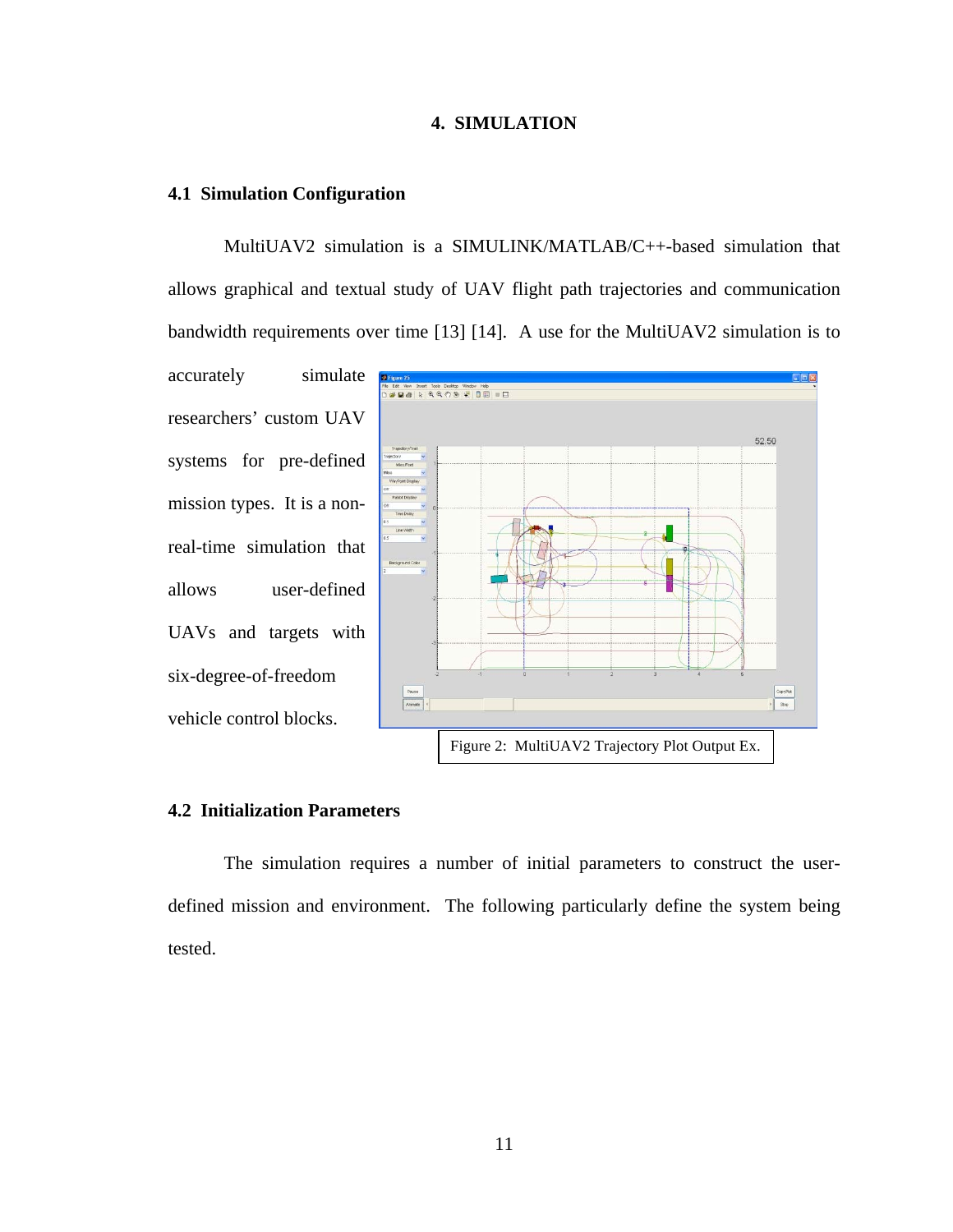# 4. SIMULATION

## 4.1 Simulation Configuration

MultiUAV2 simulation is a SIMULINK/MATLAB/C++-based simulation that allows graphical and textual study of UAV flight path trajectories and communication bandwidth requirements over time [13] [14]. A use for the MultiUAV2 simulation is to accurately simulate researchers' custom UAV systems for pre-defined mission types. It is a non-real-time simulation that allows user-defined UAVs and targets with six-degree-of-freedom vehicle control blocks.

Figure 2: MultiUAV2 Trajectory Plot Output Ex.

## 4.2 Initialization Parameters

The simulation requires a number of initial parameters to construct the user-defined mission and environment. The following particularly define the system being tested.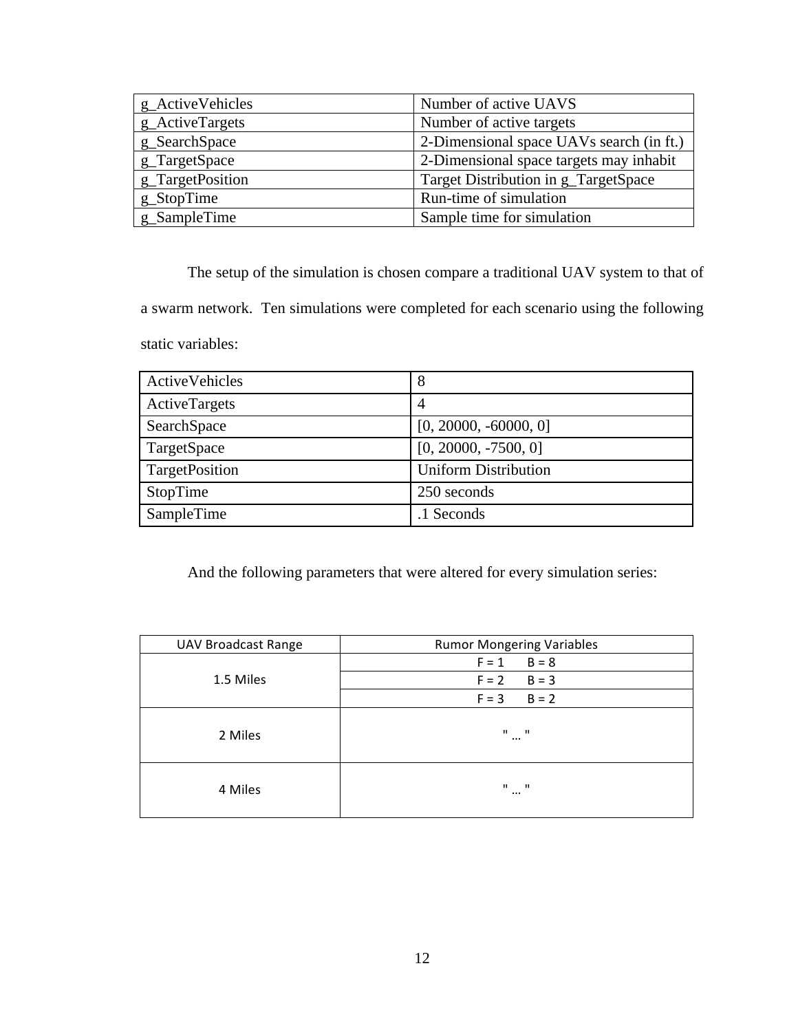| g_ActiveVehicles | Number of active UAVS |
|---|---|
| g_ActiveTargets | Number of active targets |
| g_SearchSpace | 2-Dimensional space UAVs search (in ft.) |
| g_TargetSpace | 2-Dimensional space targets may inhabit |
| g_TargetPosition | Target Distribution in g_TargetSpace |
| g_StopTime | Run-time of simulation |
| g_SampleTime | Sample time for simulation |

The setup of the simulation is chosen compare a traditional UAV system to that of a swarm network. Ten simulations were completed for each scenario using the following static variables:

| ActiveVehicles | 8 |
|---|---|
| ActiveTargets | 4 |
| SearchSpace | [0, 20000, -60000, 0] |
| TargetSpace | [0, 20000, -7500, 0] |
| TargetPosition | Uniform Distribution |
| StopTime | 250 seconds |
| SampleTime | .1 Seconds |

And the following parameters that were altered for every simulation series:

| UAV Broadcast Range | Rumor Mongering Variables |
|---|---|
| 1.5 Miles | F = 1 B = 8 |
| | F = 2 B = 3 |
| | F = 3 B = 2 |
| 2 Miles | " … " |
| 4 Miles | " … " |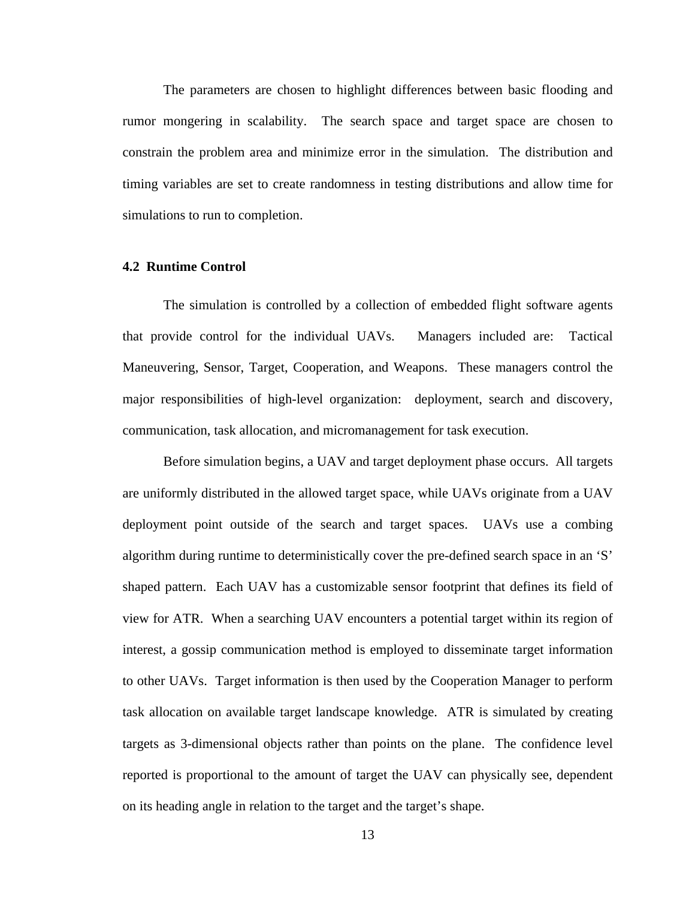The parameters are chosen to highlight differences between basic flooding and rumor mongering in scalability. The search space and target space are chosen to constrain the problem area and minimize error in the simulation. The distribution and timing variables are set to create randomness in testing distributions and allow time for simulations to run to completion.

### 4.2 Runtime Control

The simulation is controlled by a collection of embedded flight software agents that provide control for the individual UAVs. Managers included are: Tactical Maneuvering, Sensor, Target, Cooperation, and Weapons. These managers control the major responsibilities of high-level organization: deployment, search and discovery, communication, task allocation, and micromanagement for task execution.

Before simulation begins, a UAV and target deployment phase occurs. All targets are uniformly distributed in the allowed target space, while UAVs originate from a UAV deployment point outside of the search and target spaces. UAVs use a combing algorithm during runtime to deterministically cover the pre-defined search space in an 'S' shaped pattern. Each UAV has a customizable sensor footprint that defines its field of view for ATR. When a searching UAV encounters a potential target within its region of interest, a gossip communication method is employed to disseminate target information to other UAVs. Target information is then used by the Cooperation Manager to perform task allocation on available target landscape knowledge. ATR is simulated by creating targets as 3-dimensional objects rather than points on the plane. The confidence level reported is proportional to the amount of target the UAV can physically see, dependent on its heading angle in relation to the target and the target's shape.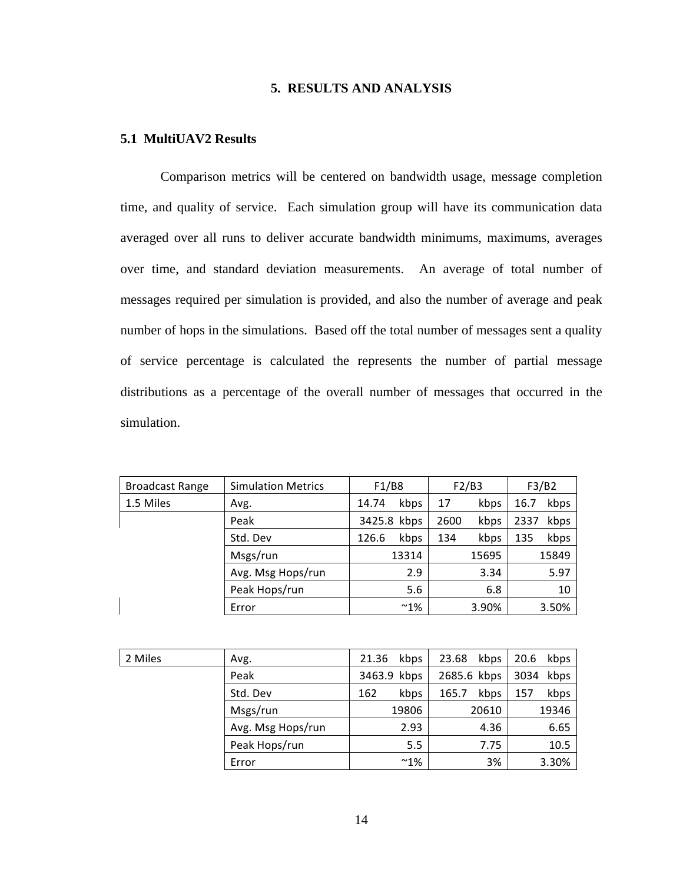# 5. RESULTS AND ANALYSIS

## 5.1 MultiUAV2 Results

Comparison metrics will be centered on bandwidth usage, message completion time, and quality of service. Each simulation group will have its communication data averaged over all runs to deliver accurate bandwidth minimums, maximums, averages over time, and standard deviation measurements. An average of total number of messages required per simulation is provided, and also the number of average and peak number of hops in the simulations. Based off the total number of messages sent a quality of service percentage is calculated the represents the number of partial message distributions as a percentage of the overall number of messages that occurred in the simulation.

| Broadcast Range | Simulation Metrics | F1/B8 | F2/B3 | F3/B2 |
|---|---|---|---|---|
| 1.5 Miles | Avg. | 14.74 kbps | 17 kbps | 16.7 kbps |
| | Peak | 3425.8 kbps | 2600 kbps | 2337 kbps |
| | Std. Dev | 126.6 kbps | 134 kbps | 135 kbps |
| | Msgs/run | 13314 | 15695 | 15849 |
| | Avg. Msg Hops/run | 2.9 | 3.34 | 5.97 |
| | Peak Hops/run | 5.6 | 6.8 | 10 |
| | Error | ~1% | 3.90% | 3.50% |

| 2 Miles | Avg. | 21.36 kbps | 23.68 kbps | 20.6 kbps |
|---|---|---|---|---|
| | Peak | 3463.9 kbps | 2685.6 kbps | 3034 kbps |
| | Std. Dev | 162 kbps | 165.7 kbps | 157 kbps |
| | Msgs/run | 19806 | 20610 | 19346 |
| | Avg. Msg Hops/run | 2.93 | 4.36 | 6.65 |
| | Peak Hops/run | 5.5 | 7.75 | 10.5 |
| | Error | ~1% | 3% | 3.30% |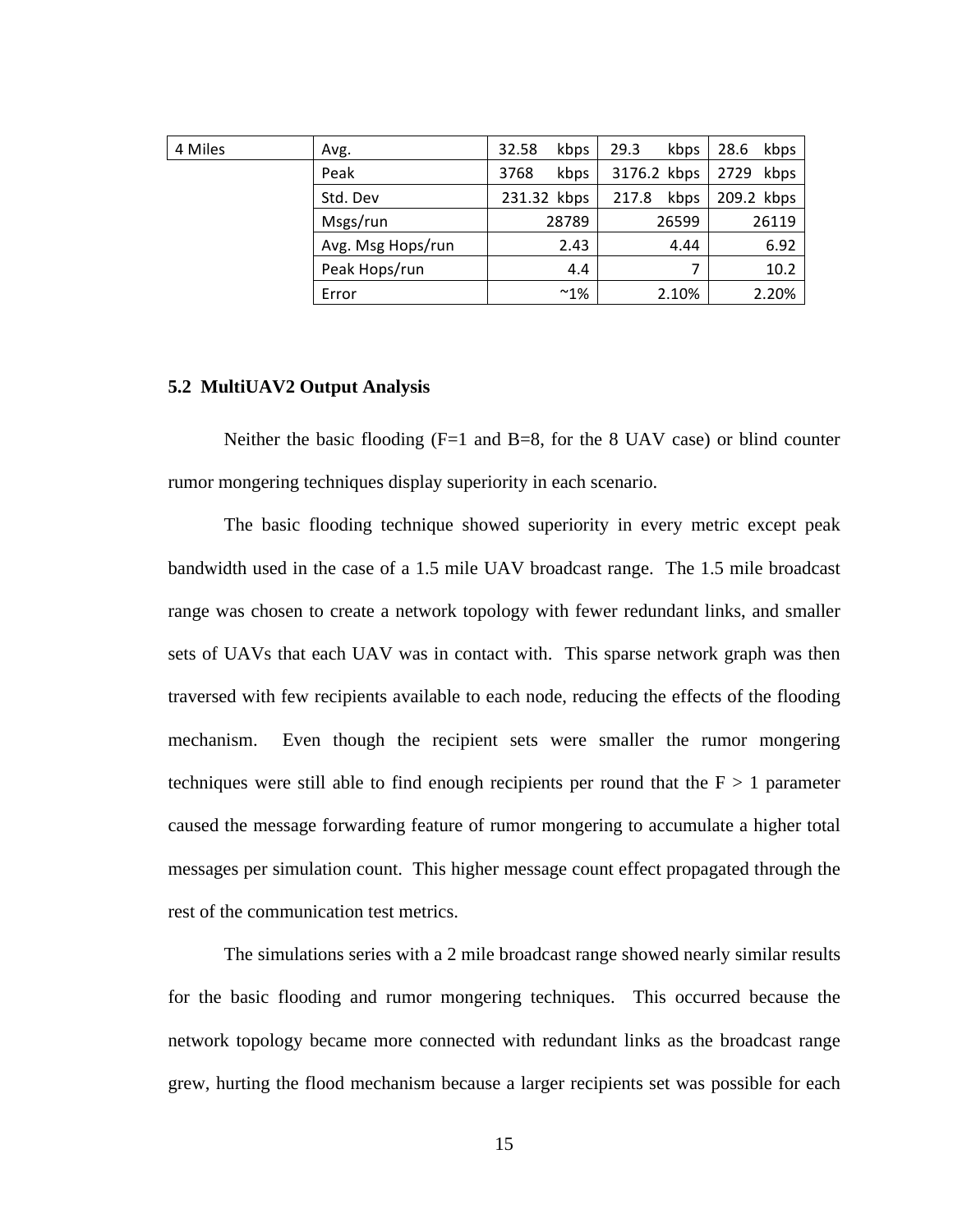| 4 Miles | Avg. | 32.58 kbps | 29.3 kbps | 28.6 kbps |
|---|---|---|---|---|
| | Peak | 3768 kbps | 3176.2 kbps | 2729 kbps |
| | Std. Dev | 231.32 kbps | 217.8 kbps | 209.2 kbps |
| | Msgs/run | 28789 | 26599 | 26119 |
| | Avg. Msg Hops/run | 2.43 | 4.44 | 6.92 |
| | Peak Hops/run | 4.4 | 7 | 10.2 |
| | Error | ~1% | 2.10% | 2.20% |

## 5.2 MultiUAV2 Output Analysis

Neither the basic flooding (F=1 and B=8, for the 8 UAV case) or blind counter rumor mongering techniques display superiority in each scenario.

The basic flooding technique showed superiority in every metric except peak bandwidth used in the case of a 1.5 mile UAV broadcast range. The 1.5 mile broadcast range was chosen to create a network topology with fewer redundant links, and smaller sets of UAVs that each UAV was in contact with. This sparse network graph was then traversed with few recipients available to each node, reducing the effects of the flooding mechanism. Even though the recipient sets were smaller the rumor mongering techniques were still able to find enough recipients per round that the F > 1 parameter caused the message forwarding feature of rumor mongering to accumulate a higher total messages per simulation count. This higher message count effect propagated through the rest of the communication test metrics.

The simulations series with a 2 mile broadcast range showed nearly similar results for the basic flooding and rumor mongering techniques. This occurred because the network topology became more connected with redundant links as the broadcast range grew, hurting the flood mechanism because a larger recipients set was possible for each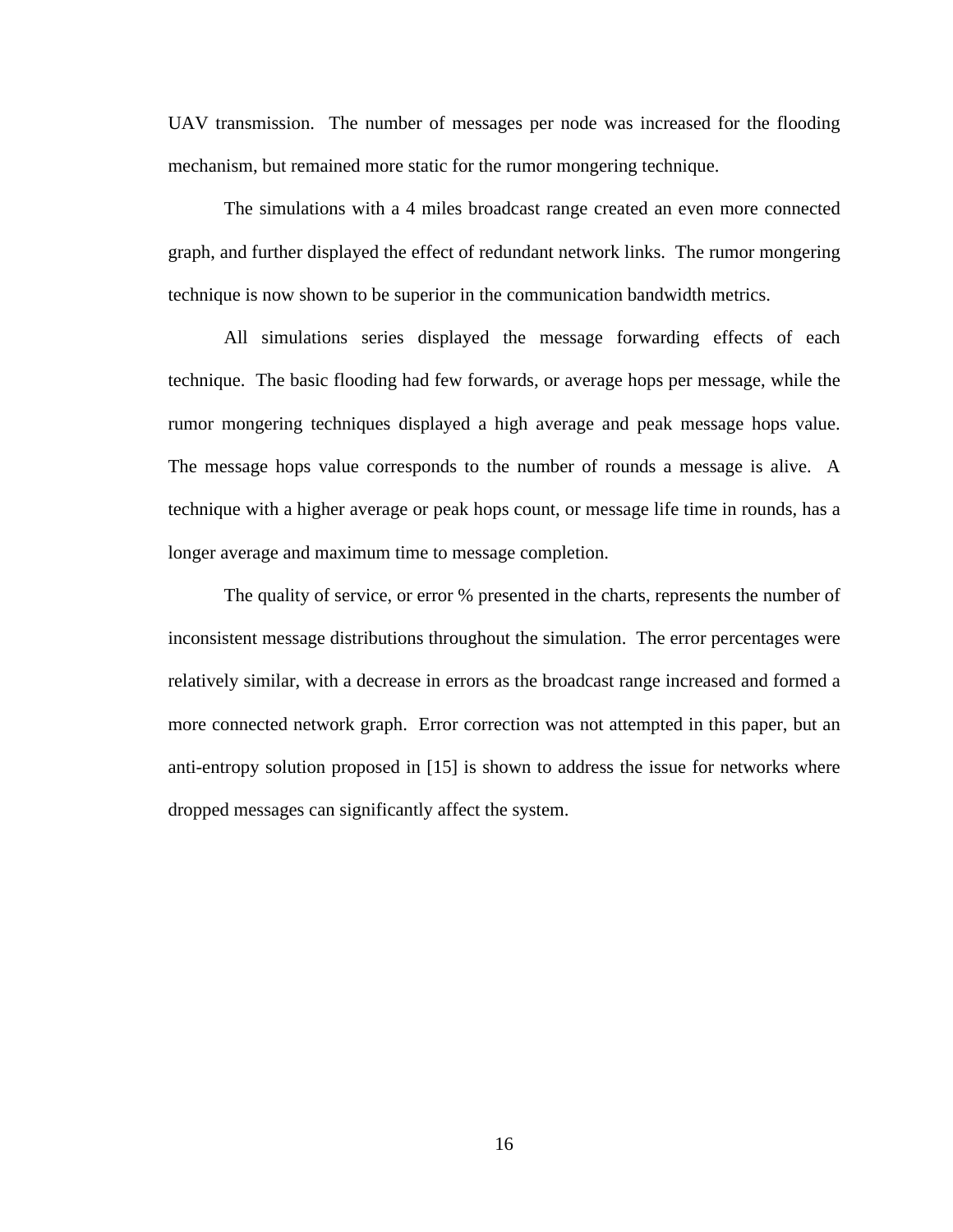UAV transmission. The number of messages per node was increased for the flooding mechanism, but remained more static for the rumor mongering technique.

The simulations with a 4 miles broadcast range created an even more connected graph, and further displayed the effect of redundant network links. The rumor mongering technique is now shown to be superior in the communication bandwidth metrics.

All simulations series displayed the message forwarding effects of each technique. The basic flooding had few forwards, or average hops per message, while the rumor mongering techniques displayed a high average and peak message hops value. The message hops value corresponds to the number of rounds a message is alive. A technique with a higher average or peak hops count, or message life time in rounds, has a longer average and maximum time to message completion.

The quality of service, or error % presented in the charts, represents the number of inconsistent message distributions throughout the simulation. The error percentages were relatively similar, with a decrease in errors as the broadcast range increased and formed a more connected network graph. Error correction was not attempted in this paper, but an anti-entropy solution proposed in [15] is shown to address the issue for networks where dropped messages can significantly affect the system.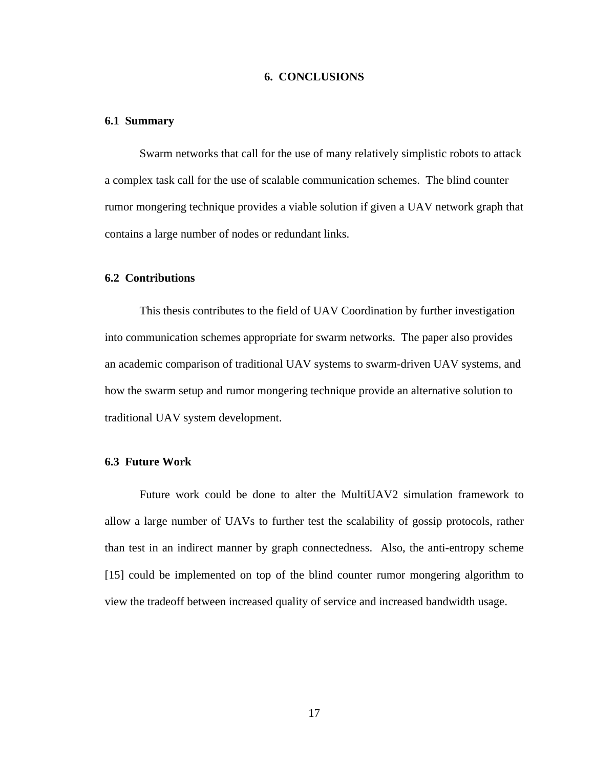# 6. CONCLUSIONS

## 6.1 Summary

Swarm networks that call for the use of many relatively simplistic robots to attack a complex task call for the use of scalable communication schemes. The blind counter rumor mongering technique provides a viable solution if given a UAV network graph that contains a large number of nodes or redundant links.

## 6.2 Contributions

This thesis contributes to the field of UAV Coordination by further investigation into communication schemes appropriate for swarm networks. The paper also provides an academic comparison of traditional UAV systems to swarm-driven UAV systems, and how the swarm setup and rumor mongering technique provide an alternative solution to traditional UAV system development.

## 6.3 Future Work

Future work could be done to alter the MultiUAV2 simulation framework to allow a large number of UAVs to further test the scalability of gossip protocols, rather than test in an indirect manner by graph connectedness. Also, the anti-entropy scheme [15] could be implemented on top of the blind counter rumor mongering algorithm to view the tradeoff between increased quality of service and increased bandwidth usage.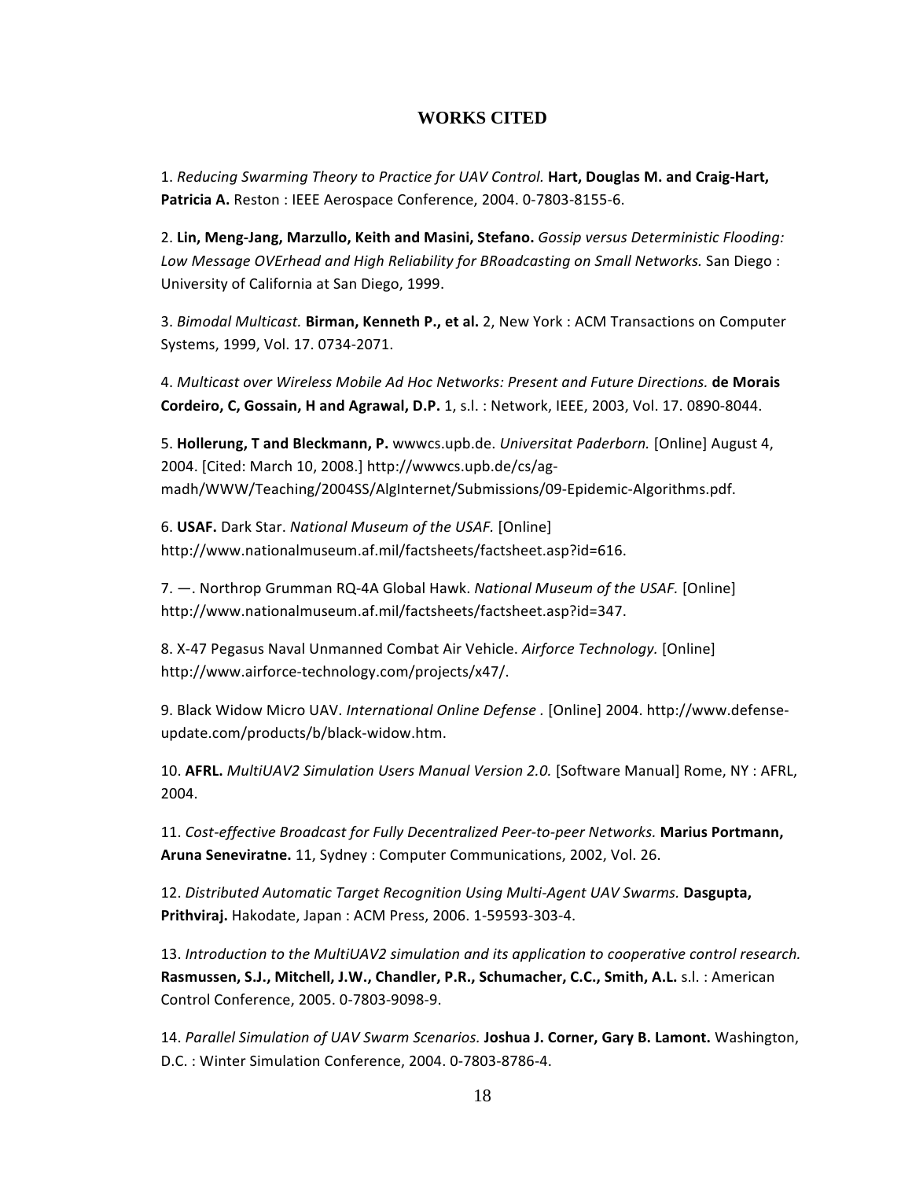# WORKS CITED

1. *Reducing Swarming Theory to Practice for UAV Control.* **Hart, Douglas M. and Craig-Hart, Patricia A.** Reston : IEEE Aerospace Conference, 2004. 0-7803-8155-6.

2. **Lin, Meng-Jang, Marzullo, Keith and Masini, Stefano.** *Gossip versus Deterministic Flooding: Low Message OVErhead and High Reliability for BRoadcasting on Small Networks.* San Diego : University of California at San Diego, 1999.

3. *Bimodal Multicast.* **Birman, Kenneth P., et al.** 2, New York : ACM Transactions on Computer Systems, 1999, Vol. 17. 0734-2071.

4. *Multicast over Wireless Mobile Ad Hoc Networks: Present and Future Directions.* **de Morais Cordeiro, C, Gossain, H and Agrawal, D.P.** 1, s.l. : Network, IEEE, 2003, Vol. 17. 0890-8044.

5. **Hollerung, T and Bleckmann, P.** wwwcs.upb.de. *Universitat Paderborn.* [Online] August 4, 2004. [Cited: March 10, 2008.] http://wwwcs.upb.de/cs/ag-madh/WWW/Teaching/2004SS/AlgInternet/Submissions/09-Epidemic-Algorithms.pdf.

6. **USAF.** Dark Star. *National Museum of the USAF.* [Online] http://www.nationalmuseum.af.mil/factsheets/factsheet.asp?id=616.

7. —. Northrop Grumman RQ-4A Global Hawk. *National Museum of the USAF.* [Online] http://www.nationalmuseum.af.mil/factsheets/factsheet.asp?id=347.

8. X-47 Pegasus Naval Unmanned Combat Air Vehicle. *Airforce Technology.* [Online] http://www.airforce-technology.com/projects/x47/.

9. Black Widow Micro UAV. *International Online Defense* . [Online] 2004. http://www.defense-update.com/products/b/black-widow.htm.

10. **AFRL.** *MultiUAV2 Simulation Users Manual Version 2.0.* [Software Manual] Rome, NY : AFRL, 2004.

11. *Cost-effective Broadcast for Fully Decentralized Peer-to-peer Networks.* **Marius Portmann, Aruna Seneviratne.** 11, Sydney : Computer Communications, 2002, Vol. 26.

12. *Distributed Automatic Target Recognition Using Multi-Agent UAV Swarms.* **Dasgupta, Prithviraj.** Hakodate, Japan : ACM Press, 2006. 1-59593-303-4.

13. *Introduction to the MultiUAV2 simulation and its application to cooperative control research.* **Rasmussen, S.J., Mitchell, J.W., Chandler, P.R., Schumacher, C.C., Smith, A.L.** s.l. : American Control Conference, 2005. 0-7803-9098-9.

14. *Parallel Simulation of UAV Swarm Scenarios.* **Joshua J. Corner, Gary B. Lamont.** Washington, D.C. : Winter Simulation Conference, 2004. 0-7803-8786-4.